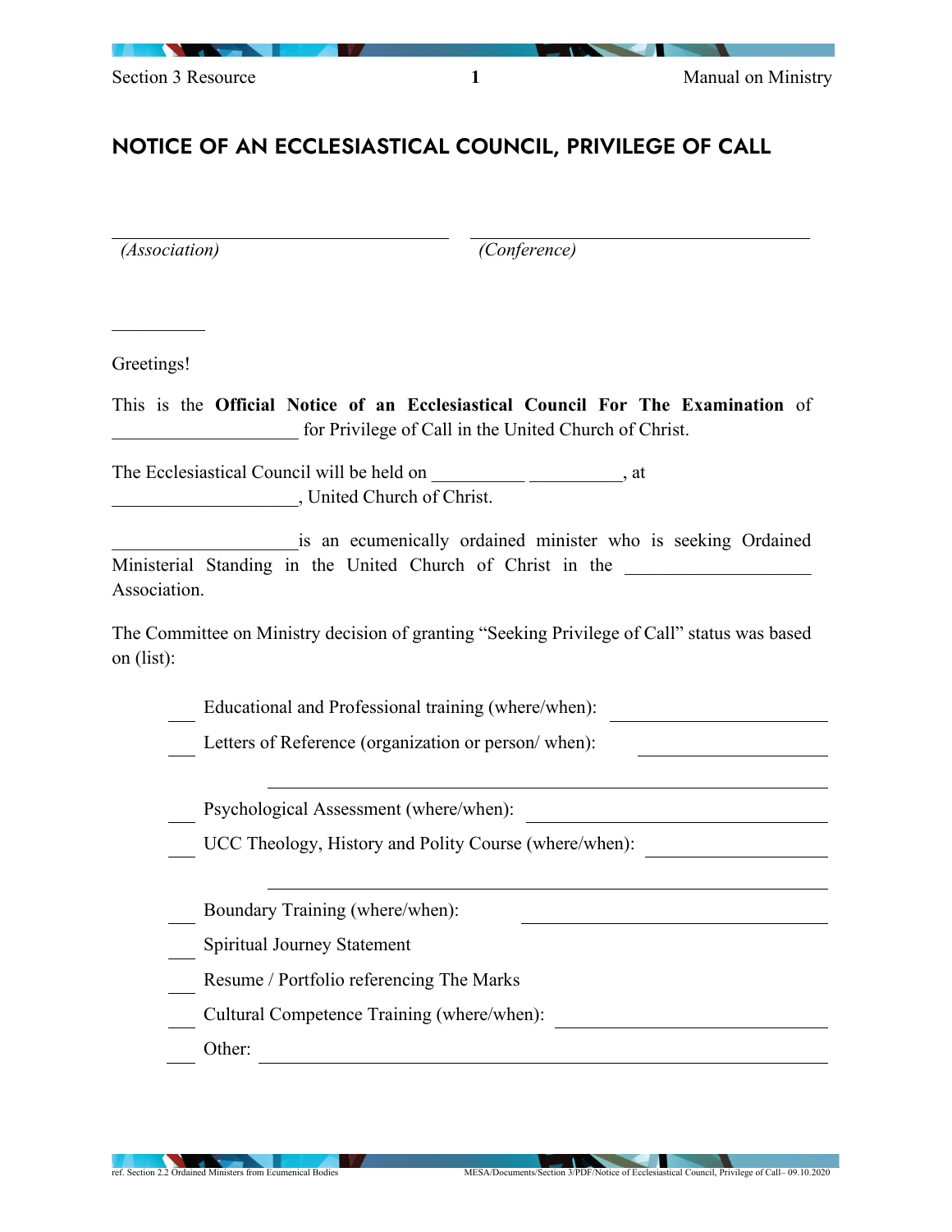# NOTICE OF AN ECCLESIASTICAL COUNCIL, PRIVILEGE OF CALL

_________________________ _________________________

*(Association)* *(Conference)*

__________

Greetings!

This is the **Official Notice of an Ecclesiastical Council For The Examination** of ____________________ for Privilege of Call in the United Church of Christ.

The Ecclesiastical Council will be held on __________ __________, at ____________________, United Church of Christ.

____________________is an ecumenically ordained minister who is seeking Ordained Ministerial Standing in the United Church of Christ in the ____________________ Association.

The Committee on Ministry decision of granting "Seeking Privilege of Call" status was based on (list):

- ___ Educational and Professional training (where/when): ____________________
- ___ Letters of Reference (organization or person/ when): ____________________ ________________________________________
- ___ Psychological Assessment (where/when): ____________________
- ___ UCC Theology, History and Polity Course (where/when): ____________________ ________________________________________
- ___ Boundary Training (where/when): ____________________
- ___ Spiritual Journey Statement
- ___ Resume / Portfolio referencing The Marks
- ___ Cultural Competence Training (where/when): ____________________
- ___ Other: ________________________________________

ref. Section 2.2 Ordained Ministers from Ecumenical Bodies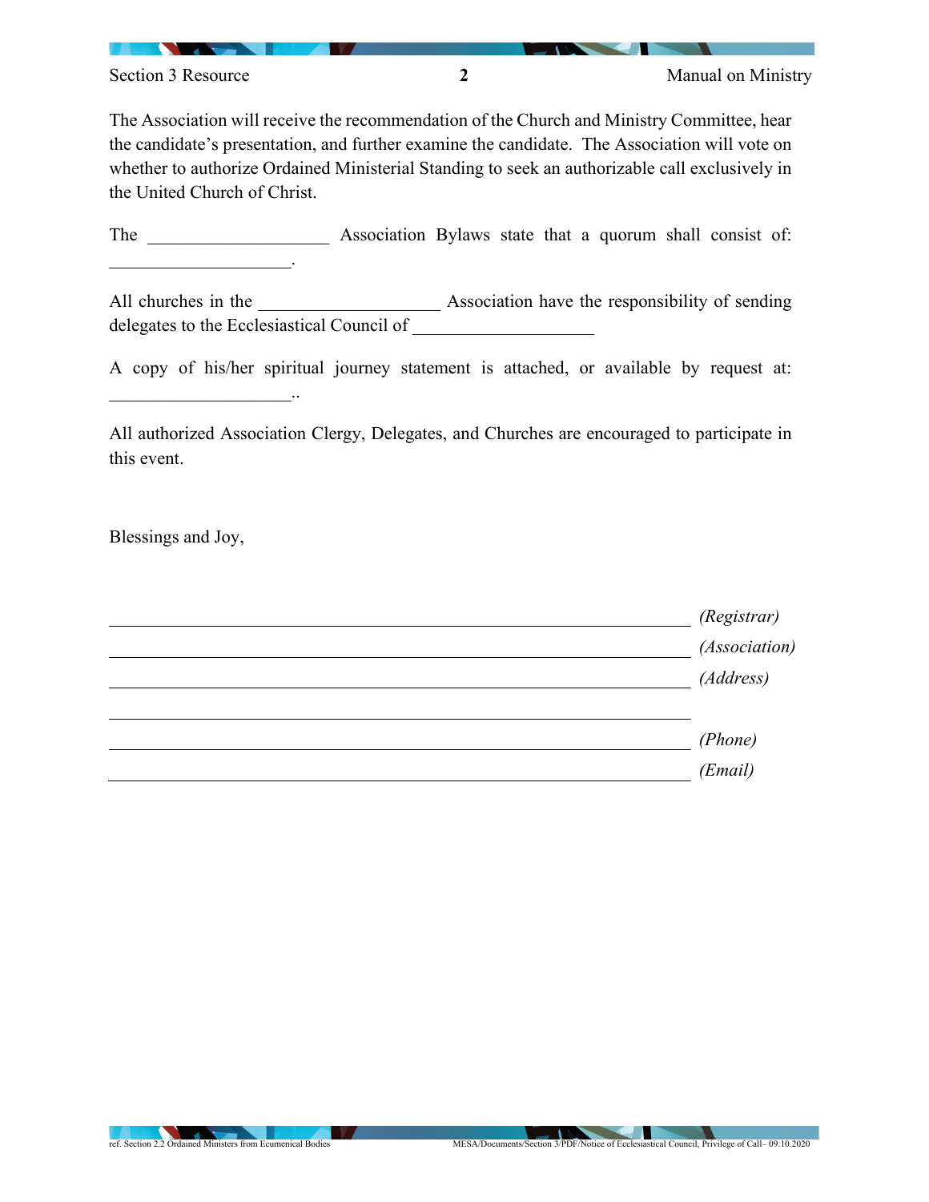The Association will receive the recommendation of the Church and Ministry Committee, hear the candidate's presentation, and further examine the candidate. The Association will vote on whether to authorize Ordained Ministerial Standing to seek an authorizable call exclusively in the United Church of Christ.

The ____________________ Association Bylaws state that a quorum shall consist of: ____________________.

All churches in the ____________________ Association have the responsibility of sending delegates to the Ecclesiastical Council of ____________________

A copy of his/her spiritual journey statement is attached, or available by request at: ____________________..

All authorized Association Clergy, Delegates, and Churches are encouraged to participate in this event.

Blessings and Joy,

________________________________________ *(Registrar)*
________________________________________ *(Association)*
________________________________________ *(Address)*
________________________________________
________________________________________ *(Phone)*
________________________________________ *(Email)*

ref. Section 2.2 Ordained Ministers from Ecumenical Bodies

MESA/Documents/Section 3/PDF/Notice of Ecclesiastical Council, Privilege of Call– 09.10.2020